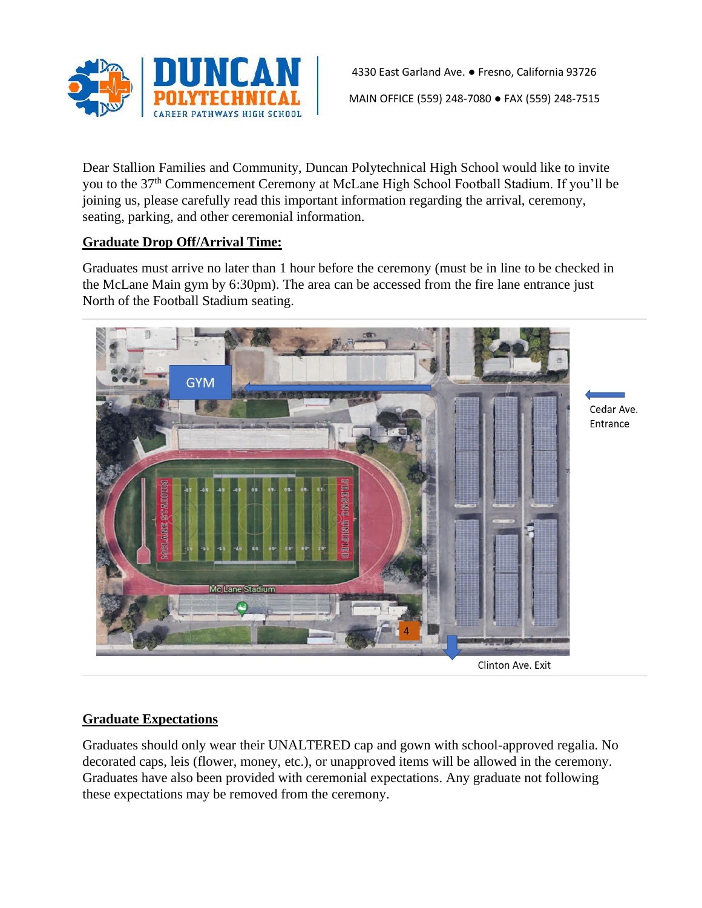**DUNCAN POLYTECHNICAL**
CAREER PATHWAYS HIGH SCHOOL

4330 East Garland Ave. ● Fresno, California 93726

MAIN OFFICE (559) 248-7080 ● FAX (559) 248-7515

Dear Stallion Families and Community, Duncan Polytechnical High School would like to invite you to the 37th Commencement Ceremony at McLane High School Football Stadium. If you'll be joining us, please carefully read this important information regarding the arrival, ceremony, seating, parking, and other ceremonial information.

## Graduate Drop Off/Arrival Time:

Graduates must arrive no later than 1 hour before the ceremony (must be in line to be checked in the McLane Main gym by 6:30pm). The area can be accessed from the fire lane entrance just North of the Football Stadium seating.

Cedar Ave. Entrance

Clinton Ave. Exit

## Graduate Expectations

Graduates should only wear their UNALTERED cap and gown with school-approved regalia. No decorated caps, leis (flower, money, etc.), or unapproved items will be allowed in the ceremony. Graduates have also been provided with ceremonial expectations. Any graduate not following these expectations may be removed from the ceremony.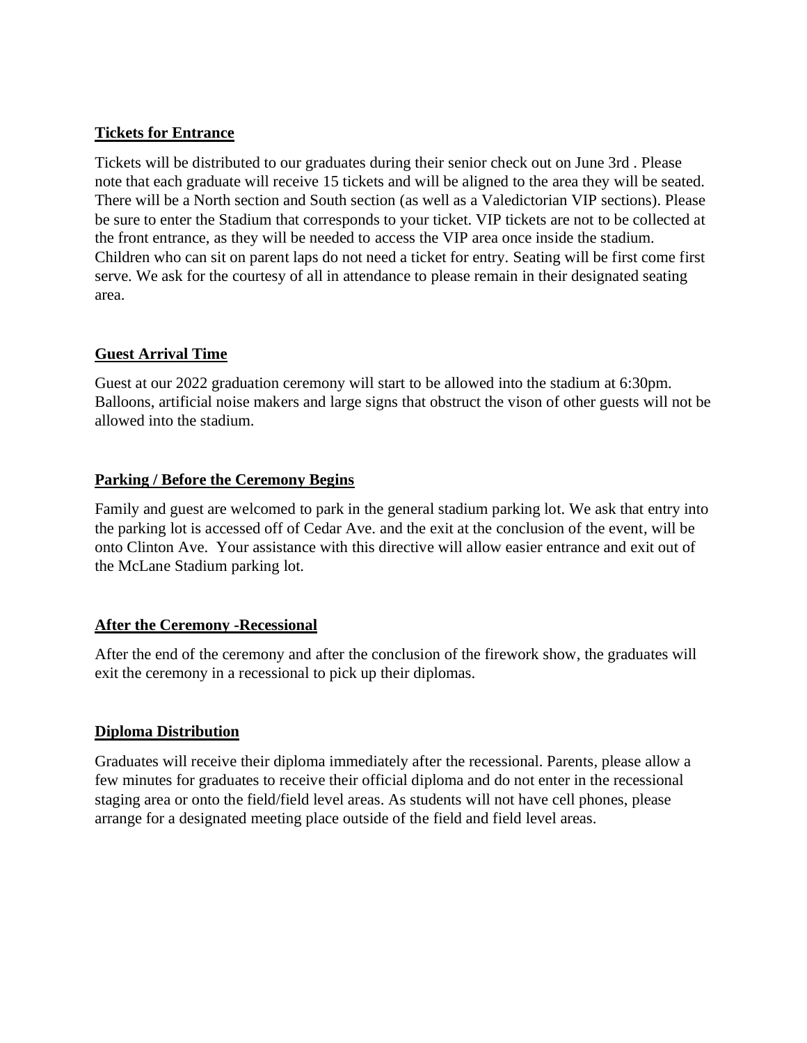## **Tickets for Entrance**

Tickets will be distributed to our graduates during their senior check out on June 3rd . Please note that each graduate will receive 15 tickets and will be aligned to the area they will be seated. There will be a North section and South section (as well as a Valedictorian VIP sections). Please be sure to enter the Stadium that corresponds to your ticket. VIP tickets are not to be collected at the front entrance, as they will be needed to access the VIP area once inside the stadium. Children who can sit on parent laps do not need a ticket for entry. Seating will be first come first serve. We ask for the courtesy of all in attendance to please remain in their designated seating area.

## **Guest Arrival Time**

Guest at our 2022 graduation ceremony will start to be allowed into the stadium at 6:30pm. Balloons, artificial noise makers and large signs that obstruct the vison of other guests will not be allowed into the stadium.

## **Parking / Before the Ceremony Begins**

Family and guest are welcomed to park in the general stadium parking lot. We ask that entry into the parking lot is accessed off of Cedar Ave. and the exit at the conclusion of the event, will be onto Clinton Ave. Your assistance with this directive will allow easier entrance and exit out of the McLane Stadium parking lot.

## **After the Ceremony -Recessional**

After the end of the ceremony and after the conclusion of the firework show, the graduates will exit the ceremony in a recessional to pick up their diplomas.

## **Diploma Distribution**

Graduates will receive their diploma immediately after the recessional. Parents, please allow a few minutes for graduates to receive their official diploma and do not enter in the recessional staging area or onto the field/field level areas. As students will not have cell phones, please arrange for a designated meeting place outside of the field and field level areas.